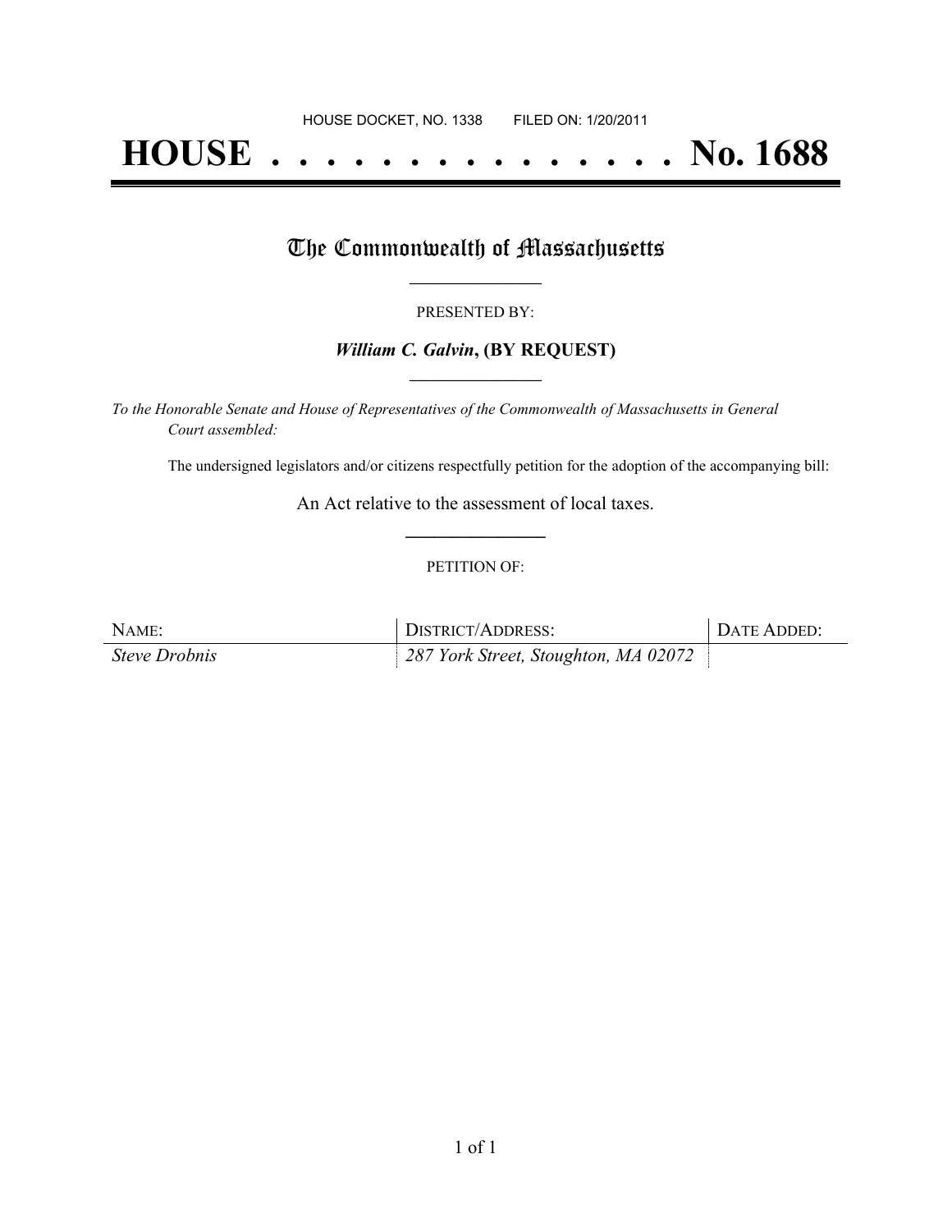HOUSE DOCKET, NO. 1338 FILED ON: 1/20/2011

# HOUSE . . . . . . . . . . . . . . . No. 1688

## The Commonwealth of Massachusetts

PRESENTED BY:

***William C. Galvin*, (BY REQUEST)**

*To the Honorable Senate and House of Representatives of the Commonwealth of Massachusetts in General Court assembled:*

The undersigned legislators and/or citizens respectfully petition for the adoption of the accompanying bill:

An Act relative to the assessment of local taxes.

PETITION OF:

| NAME: | DISTRICT/ADDRESS: | DATE ADDED: |
|---|---|---|
| *Steve Drobnis* | *287 York Street, Stoughton, MA 02072* | |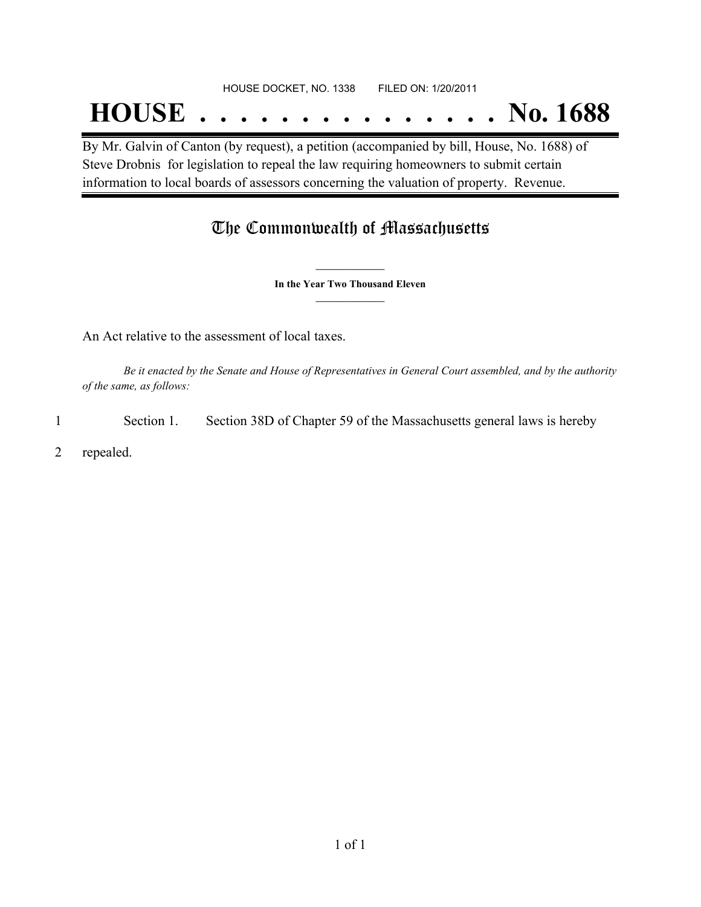HOUSE DOCKET, NO. 1338        FILED ON: 1/20/2011

# HOUSE . . . . . . . . . . . . . . . No. 1688

By Mr. Galvin of Canton (by request), a petition (accompanied by bill, House, No. 1688) of Steve Drobnis for legislation to repeal the law requiring homeowners to submit certain information to local boards of assessors concerning the valuation of property. Revenue.

## The Commonwealth of Massachusetts

**In the Year Two Thousand Eleven**

An Act relative to the assessment of local taxes.

*Be it enacted by the Senate and House of Representatives in General Court assembled, and by the authority of the same, as follows:*

1 Section 1. Section 38D of Chapter 59 of the Massachusetts general laws is hereby
2 repealed.